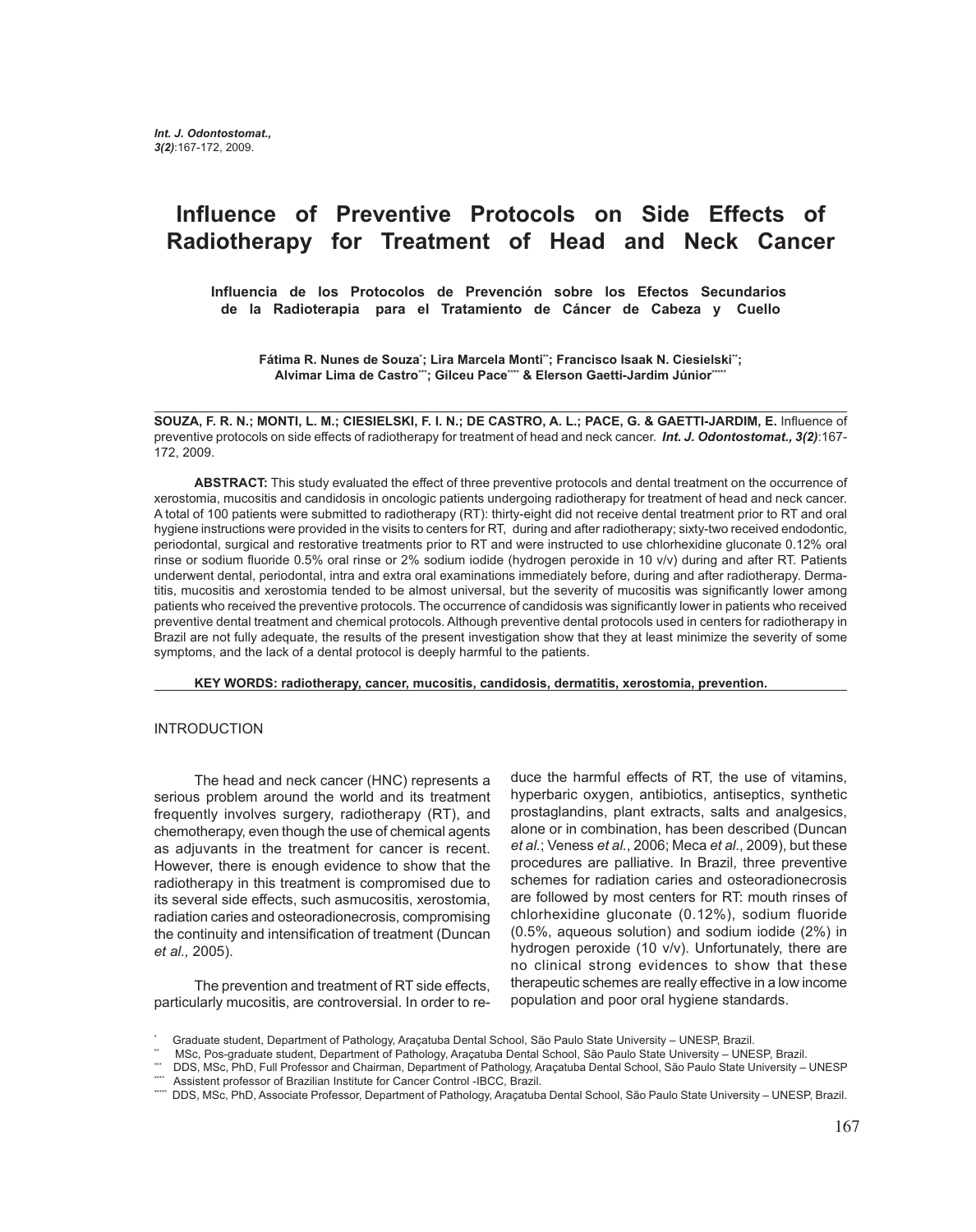# Influence of Preventive Protocols on Side Effects of Radiotherapy for Treatment of Head and Neck Cancer

**Influencia de los Protocolos de Prevención sobre los Efectos Secundarios de la Radioterapia para el Tratamiento de Cáncer de Cabeza y Cuello**

**Fátima R. Nunes de Souza*; Lira Marcela Monti**; Francisco Isaak N. Ciesielski**; Alvimar Lima de Castro***; Gilceu Pace**** & Elerson Gaetti-Jardim Júnior*****

**SOUZA, F. R. N.; MONTI, L. M.; CIESIELSKI, F. I. N.; DE CASTRO, A. L.; PACE, G. & GAETTI-JARDIM, E.** Influence of preventive protocols on side effects of radiotherapy for treatment of head and neck cancer. ***Int. J. Odontostomat., 3(2)***:167-172, 2009.

**ABSTRACT:** This study evaluated the effect of three preventive protocols and dental treatment on the occurrence of xerostomia, mucositis and candidosis in oncologic patients undergoing radiotherapy for treatment of head and neck cancer. A total of 100 patients were submitted to radiotherapy (RT): thirty-eight did not receive dental treatment prior to RT and oral hygiene instructions were provided in the visits to centers for RT, during and after radiotherapy; sixty-two received endodontic, periodontal, surgical and restorative treatments prior to RT and were instructed to use chlorhexidine gluconate 0.12% oral rinse or sodium fluoride 0.5% oral rinse or 2% sodium iodide (hydrogen peroxide in 10 v/v) during and after RT. Patients underwent dental, periodontal, intra and extra oral examinations immediately before, during and after radiotherapy. Dermatitis, mucositis and xerostomia tended to be almost universal, but the severity of mucositis was significantly lower among patients who received the preventive protocols. The occurrence of candidosis was significantly lower in patients who received preventive dental treatment and chemical protocols. Although preventive dental protocols used in centers for radiotherapy in Brazil are not fully adequate, the results of the present investigation show that they at least minimize the severity of some symptoms, and the lack of a dental protocol is deeply harmful to the patients.

**KEY WORDS: radiotherapy, cancer, mucositis, candidosis, dermatitis, xerostomia, prevention.**

## INTRODUCTION

The head and neck cancer (HNC) represents a serious problem around the world and its treatment frequently involves surgery, radiotherapy (RT), and chemotherapy, even though the use of chemical agents as adjuvants in the treatment for cancer is recent. However, there is enough evidence to show that the radiotherapy in this treatment is compromised due to its several side effects, such asmucositis, xerostomia, radiation caries and osteoradionecrosis, compromising the continuity and intensification of treatment (Duncan *et al.,* 2005).

The prevention and treatment of RT side effects, particularly mucositis, are controversial. In order to reduce the harmful effects of RT, the use of vitamins, hyperbaric oxygen, antibiotics, antiseptics, synthetic prostaglandins, plant extracts, salts and analgesics, alone or in combination, has been described (Duncan *et al.*; Veness *et al.*, 2006; Meca *et al.*, 2009), but these procedures are palliative. In Brazil, three preventive schemes for radiation caries and osteoradionecrosis are followed by most centers for RT: mouth rinses of chlorhexidine gluconate (0.12%), sodium fluoride (0.5%, aqueous solution) and sodium iodide (2%) in hydrogen peroxide (10 v/v). Unfortunately, there are no clinical strong evidences to show that these therapeutic schemes are really effective in a low income population and poor oral hygiene standards.

---

\* Graduate student, Department of Pathology, Araçatuba Dental School, São Paulo State University – UNESP, Brazil.

\*\* MSc, Pos-graduate student, Department of Pathology, Araçatuba Dental School, São Paulo State University – UNESP, Brazil.

\*\*\* DDS, MSc, PhD, Full Professor and Chairman, Department of Pathology, Araçatuba Dental School, São Paulo State University – UNESP

\*\*\*\* Assistent professor of Brazilian Institute for Cancer Control -IBCC, Brazil.

\*\*\*\*\* DDS, MSc, PhD, Associate Professor, Department of Pathology, Araçatuba Dental School, São Paulo State University – UNESP, Brazil.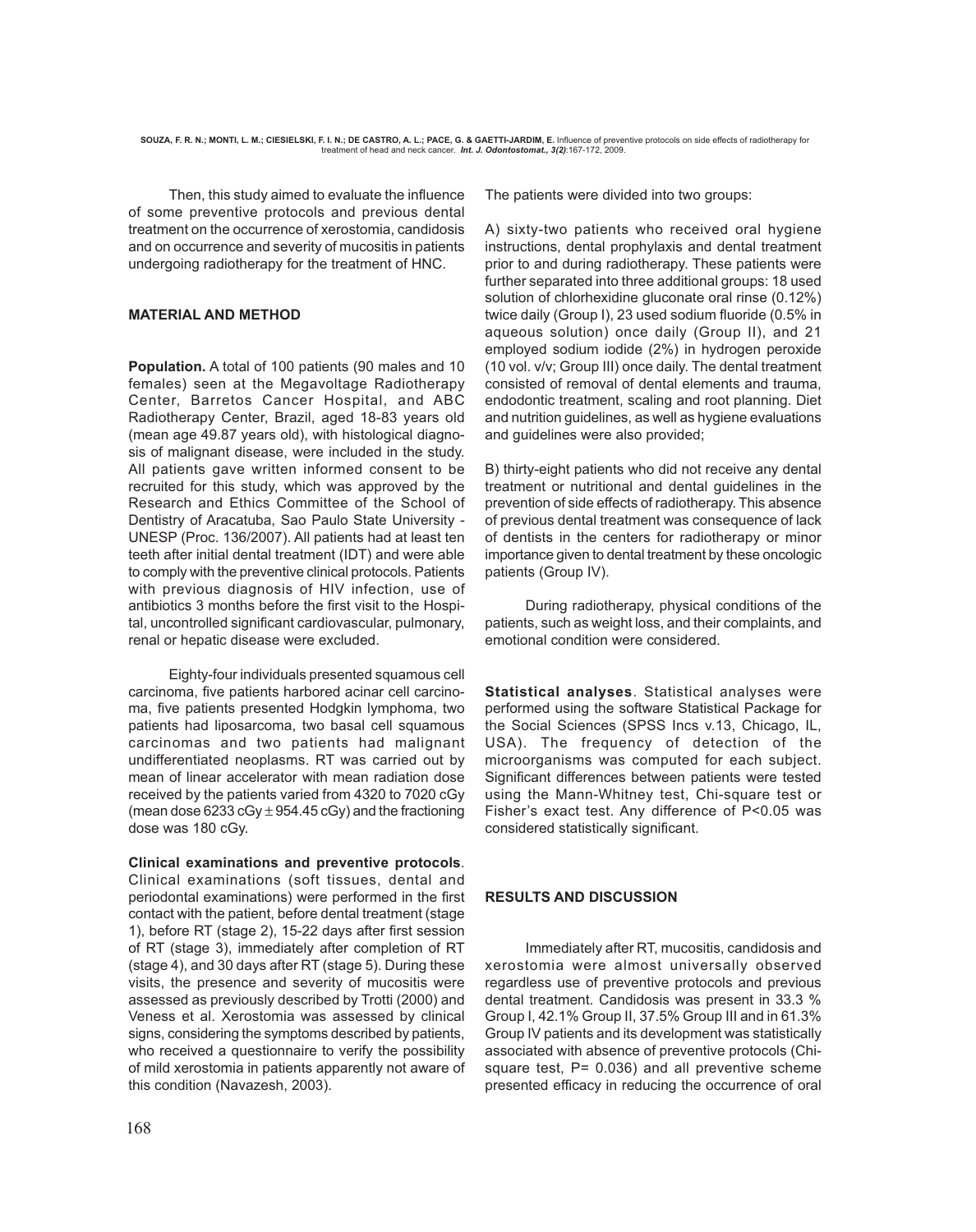Then, this study aimed to evaluate the influence of some preventive protocols and previous dental treatment on the occurrence of xerostomia, candidosis and on occurrence and severity of mucositis in patients undergoing radiotherapy for the treatment of HNC.

## MATERIAL AND METHOD

**Population.** A total of 100 patients (90 males and 10 females) seen at the Megavoltage Radiotherapy Center, Barretos Cancer Hospital, and ABC Radiotherapy Center, Brazil, aged 18-83 years old (mean age 49.87 years old), with histological diagnosis of malignant disease, were included in the study. All patients gave written informed consent to be recruited for this study, which was approved by the Research and Ethics Committee of the School of Dentistry of Aracatuba, Sao Paulo State University - UNESP (Proc. 136/2007). All patients had at least ten teeth after initial dental treatment (IDT) and were able to comply with the preventive clinical protocols. Patients with previous diagnosis of HIV infection, use of antibiotics 3 months before the first visit to the Hospital, uncontrolled significant cardiovascular, pulmonary, renal or hepatic disease were excluded.

Eighty-four individuals presented squamous cell carcinoma, five patients harbored acinar cell carcinoma, five patients presented Hodgkin lymphoma, two patients had liposarcoma, two basal cell squamous carcinomas and two patients had malignant undifferentiated neoplasms. RT was carried out by mean of linear accelerator with mean radiation dose received by the patients varied from 4320 to 7020 cGy (mean dose 6233 cGy $\pm$ 954.45 cGy) and the fractioning dose was 180 cGy.

**Clinical examinations and preventive protocols**. Clinical examinations (soft tissues, dental and periodontal examinations) were performed in the first contact with the patient, before dental treatment (stage 1), before RT (stage 2), 15-22 days after first session of RT (stage 3), immediately after completion of RT (stage 4), and 30 days after RT (stage 5). During these visits, the presence and severity of mucositis were assessed as previously described by Trotti (2000) and Veness et al. Xerostomia was assessed by clinical signs, considering the symptoms described by patients, who received a questionnaire to verify the possibility of mild xerostomia in patients apparently not aware of this condition (Navazesh, 2003).

The patients were divided into two groups:

A) sixty-two patients who received oral hygiene instructions, dental prophylaxis and dental treatment prior to and during radiotherapy. These patients were further separated into three additional groups: 18 used solution of chlorhexidine gluconate oral rinse (0.12%) twice daily (Group I), 23 used sodium fluoride (0.5% in aqueous solution) once daily (Group II), and 21 employed sodium iodide (2%) in hydrogen peroxide (10 vol. v/v; Group III) once daily. The dental treatment consisted of removal of dental elements and trauma, endodontic treatment, scaling and root planning. Diet and nutrition guidelines, as well as hygiene evaluations and guidelines were also provided;

B) thirty-eight patients who did not receive any dental treatment or nutritional and dental guidelines in the prevention of side effects of radiotherapy. This absence of previous dental treatment was consequence of lack of dentists in the centers for radiotherapy or minor importance given to dental treatment by these oncologic patients (Group IV).

During radiotherapy, physical conditions of the patients, such as weight loss, and their complaints, and emotional condition were considered.

**Statistical analyses**. Statistical analyses were performed using the software Statistical Package for the Social Sciences (SPSS Incs v.13, Chicago, IL, USA). The frequency of detection of the microorganisms was computed for each subject. Significant differences between patients were tested using the Mann-Whitney test, Chi-square test or Fisher's exact test. Any difference of $P<0.05$ was considered statistically significant.

## RESULTS AND DISCUSSION

Immediately after RT, mucositis, candidosis and xerostomia were almost universally observed regardless use of preventive protocols and previous dental treatment. Candidosis was present in 33.3 % Group I, 42.1% Group II, 37.5% Group III and in 61.3% Group IV patients and its development was statistically associated with absence of preventive protocols (Chi-square test, $P= 0.036$) and all preventive scheme presented efficacy in reducing the occurrence of oral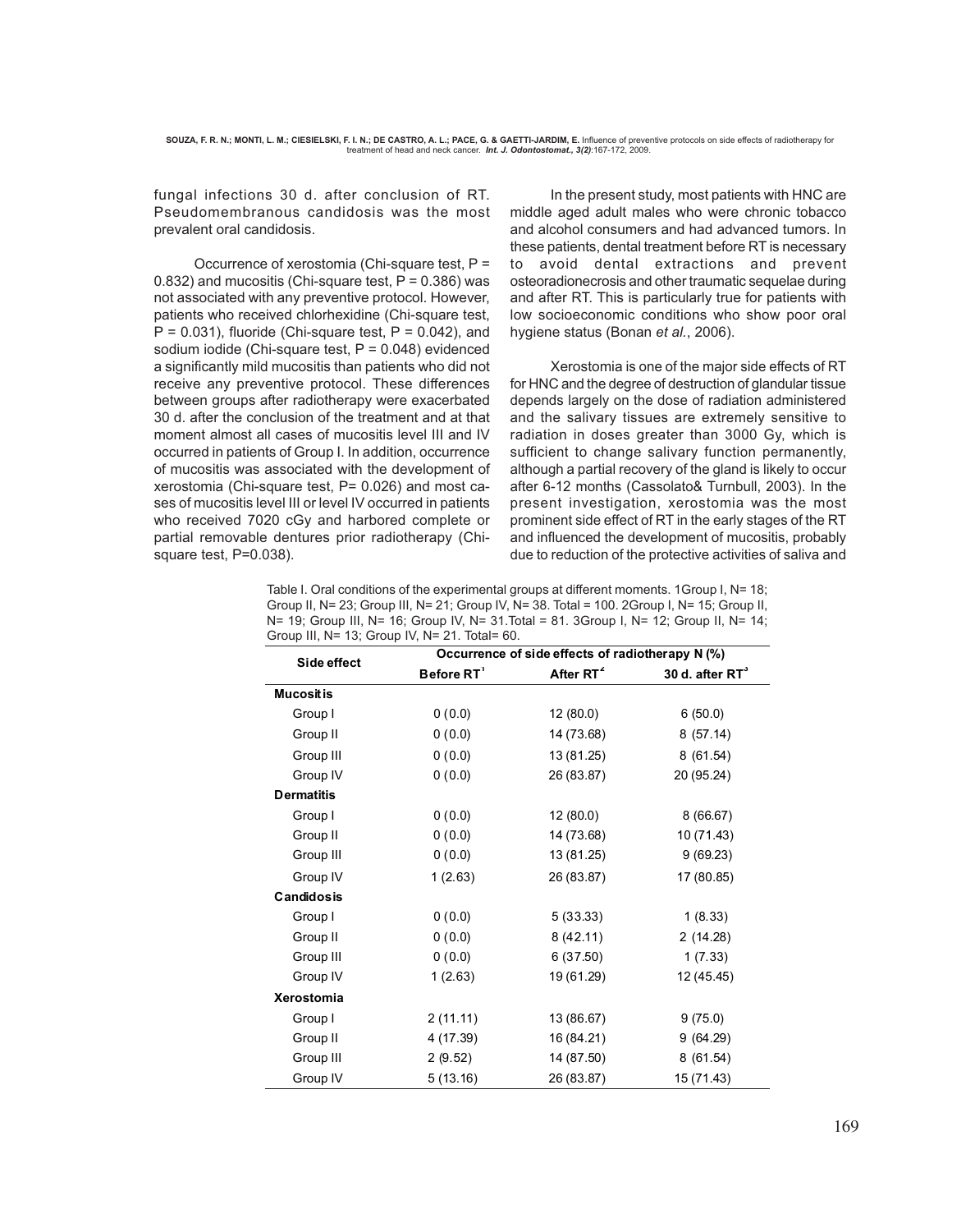fungal infections 30 d. after conclusion of RT. Pseudomembranous candidosis was the most prevalent oral candidosis.

Occurrence of xerostomia (Chi-square test, P = 0.832) and mucositis (Chi-square test, P = 0.386) was not associated with any preventive protocol. However, patients who received chlorhexidine (Chi-square test, P = 0.031), fluoride (Chi-square test, P = 0.042), and sodium iodide (Chi-square test, P = 0.048) evidenced a significantly mild mucositis than patients who did not receive any preventive protocol. These differences between groups after radiotherapy were exacerbated 30 d. after the conclusion of the treatment and at that moment almost all cases of mucositis level III and IV occurred in patients of Group I. In addition, occurrence of mucositis was associated with the development of xerostomia (Chi-square test, P= 0.026) and most cases of mucositis level III or level IV occurred in patients who received 7020 cGy and harbored complete or partial removable dentures prior radiotherapy (Chi-square test, P=0.038).

In the present study, most patients with HNC are middle aged adult males who were chronic tobacco and alcohol consumers and had advanced tumors. In these patients, dental treatment before RT is necessary to avoid dental extractions and prevent osteoradionecrosis and other traumatic sequelae during and after RT. This is particularly true for patients with low socioeconomic conditions who show poor oral hygiene status (Bonan *et al.*, 2006).

Xerostomia is one of the major side effects of RT for HNC and the degree of destruction of glandular tissue depends largely on the dose of radiation administered and the salivary tissues are extremely sensitive to radiation in doses greater than 3000 Gy, which is sufficient to change salivary function permanently, although a partial recovery of the gland is likely to occur after 6-12 months (Cassolato& Turnbull, 2003). In the present investigation, xerostomia was the most prominent side effect of RT in the early stages of the RT and influenced the development of mucositis, probably due to reduction of the protective activities of saliva and

Table I. Oral conditions of the experimental groups at different moments. 1Group I, N= 18; Group II, N= 23; Group III, N= 21; Group IV, N= 38. Total = 100. 2Group I, N= 15; Group II, N= 19; Group III, N= 16; Group IV, N= 31.Total = 81. 3Group I, N= 12; Group II, N= 14; Group III, N= 13; Group IV, N= 21. Total= 60.

| Side effect | Occurrence of side effects of radiotherapy N (%) | | |
|---|---|---|---|
| | Before RT[1] | After RT[2] | 30 d. after RT[3] |
| **Mucositis** | | | |
| Group I | 0 (0.0) | 12 (80.0) | 6 (50.0) |
| Group II | 0 (0.0) | 14 (73.68) | 8 (57.14) |
| Group III | 0 (0.0) | 13 (81.25) | 8 (61.54) |
| Group IV | 0 (0.0) | 26 (83.87) | 20 (95.24) |
| **Dermatitis** | | | |
| Group I | 0 (0.0) | 12 (80.0) | 8 (66.67) |
| Group II | 0 (0.0) | 14 (73.68) | 10 (71.43) |
| Group III | 0 (0.0) | 13 (81.25) | 9 (69.23) |
| Group IV | 1 (2.63) | 26 (83.87) | 17 (80.85) |
| **Candidosis** | | | |
| Group I | 0 (0.0) | 5 (33.33) | 1 (8.33) |
| Group II | 0 (0.0) | 8 (42.11) | 2 (14.28) |
| Group III | 0 (0.0) | 6 (37.50) | 1 (7.33) |
| Group IV | 1 (2.63) | 19 (61.29) | 12 (45.45) |
| **Xerostomia** | | | |
| Group I | 2 (11.11) | 13 (86.67) | 9 (75.0) |
| Group II | 4 (17.39) | 16 (84.21) | 9 (64.29) |
| Group III | 2 (9.52) | 14 (87.50) | 8 (61.54) |
| Group IV | 5 (13.16) | 26 (83.87) | 15 (71.43) |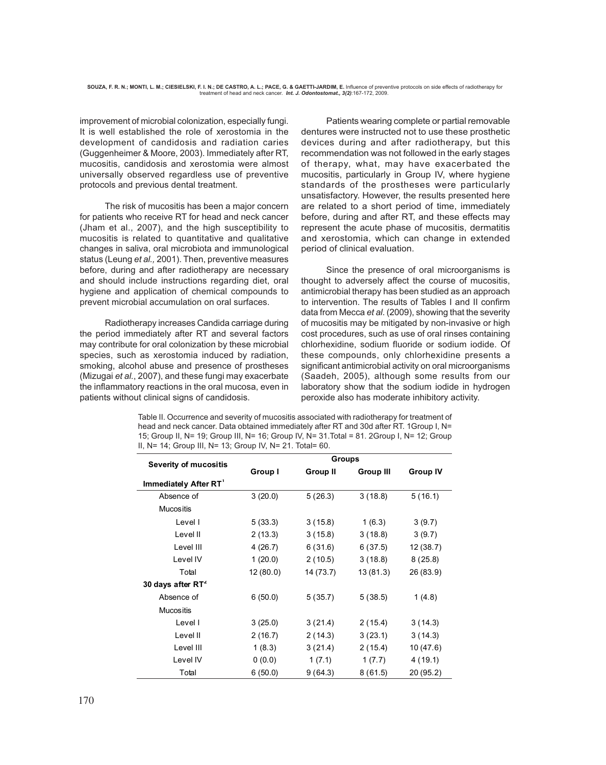improvement of microbial colonization, especially fungi. It is well established the role of xerostomia in the development of candidosis and radiation caries (Guggenheimer & Moore, 2003). Immediately after RT, mucositis, candidosis and xerostomia were almost universally observed regardless use of preventive protocols and previous dental treatment.

The risk of mucositis has been a major concern for patients who receive RT for head and neck cancer (Jham et al., 2007), and the high susceptibility to mucositis is related to quantitative and qualitative changes in saliva, oral microbiota and immunological status (Leung *et al.,* 2001). Then, preventive measures before, during and after radiotherapy are necessary and should include instructions regarding diet, oral hygiene and application of chemical compounds to prevent microbial accumulation on oral surfaces.

Radiotherapy increases Candida carriage during the period immediately after RT and several factors may contribute for oral colonization by these microbial species, such as xerostomia induced by radiation, smoking, alcohol abuse and presence of prostheses (Mizugai *et al.*, 2007), and these fungi may exacerbate the inflammatory reactions in the oral mucosa, even in patients without clinical signs of candidosis.

Patients wearing complete or partial removable dentures were instructed not to use these prosthetic devices during and after radiotherapy, but this recommendation was not followed in the early stages of therapy, what, may have exacerbated the mucositis, particularly in Group IV, where hygiene standards of the prostheses were particularly unsatisfactory. However, the results presented here are related to a short period of time, immediately before, during and after RT, and these effects may represent the acute phase of mucositis, dermatitis and xerostomia, which can change in extended period of clinical evaluation.

Since the presence of oral microorganisms is thought to adversely affect the course of mucositis, antimicrobial therapy has been studied as an approach to intervention. The results of Tables I and II confirm data from Mecca *et al*. (2009), showing that the severity of mucositis may be mitigated by non-invasive or high cost procedures, such as use of oral rinses containing chlorhexidine, sodium fluoride or sodium iodide. Of these compounds, only chlorhexidine presents a significant antimicrobial activity on oral microorganisms (Saadeh, 2005), although some results from our laboratory show that the sodium iodide in hydrogen peroxide also has moderate inhibitory activity.

Table II. Occurrence and severity of mucositis associated with radiotherapy for treatment of head and neck cancer. Data obtained immediately after RT and 30d after RT. 1Group I, N= 15; Group II, N= 19; Group III, N= 16; Group IV, N= 31.Total = 81. 2Group I, N= 12; Group II, N= 14; Group III, N= 13; Group IV, N= 21. Total= 60.

| Severity of mucositis | Groups | | | |
|---|---|---|---|---|
| | Group I | Group II | Group III | Group IV |
| **Immediately After RT[1]** | | | | |
| Absence of Mucositis | 3 (20.0) | 5 (26.3) | 3 (18.8) | 5 (16.1) |
| Level I | 5 (33.3) | 3 (15.8) | 1 (6.3) | 3 (9.7) |
| Level II | 2 (13.3) | 3 (15.8) | 3 (18.8) | 3 (9.7) |
| Level III | 4 (26.7) | 6 (31.6) | 6 (37.5) | 12 (38.7) |
| Level IV | 1 (20.0) | 2 (10.5) | 3 (18.8) | 8 (25.8) |
| Total | 12 (80.0) | 14 (73.7) | 13 (81.3) | 26 (83.9) |
| **30 days after RT[2]** | | | | |
| Absence of Mucositis | 6 (50.0) | 5 (35.7) | 5 (38.5) | 1 (4.8) |
| Level I | 3 (25.0) | 3 (21.4) | 2 (15.4) | 3 (14.3) |
| Level II | 2 (16.7) | 2 (14.3) | 3 (23.1) | 3 (14.3) |
| Level III | 1 (8.3) | 3 (21.4) | 2 (15.4) | 10 (47.6) |
| Level IV | 0 (0.0) | 1 (7.1) | 1 (7.7) | 4 (19.1) |
| Total | 6 (50.0) | 9 (64.3) | 8 (61.5) | 20 (95.2) |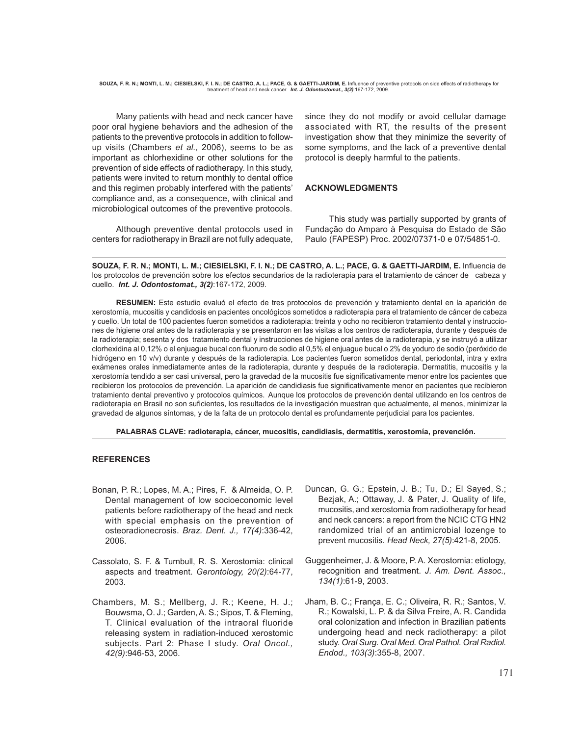Many patients with head and neck cancer have poor oral hygiene behaviors and the adhesion of the patients to the preventive protocols in addition to follow-up visits (Chambers *et al.,* 2006), seems to be as important as chlorhexidine or other solutions for the prevention of side effects of radiotherapy. In this study, patients were invited to return monthly to dental office and this regimen probably interfered with the patients' compliance and, as a consequence, with clinical and microbiological outcomes of the preventive protocols.

Although preventive dental protocols used in centers for radiotherapy in Brazil are not fully adequate, since they do not modify or avoid cellular damage associated with RT, the results of the present investigation show that they minimize the severity of some symptoms, and the lack of a preventive dental protocol is deeply harmful to the patients.

## ACKNOWLEDGMENTS

This study was partially supported by grants of Fundação do Amparo à Pesquisa do Estado de São Paulo (FAPESP) Proc. 2002/07371-0 e 07/54851-0.

---

**SOUZA, F. R. N.; MONTI, L. M.; CIESIELSKI, F. I. N.; DE CASTRO, A. L.; PACE, G. & GAETTI-JARDIM, E.** Influencia de los protocolos de prevención sobre los efectos secundarios de la radioterapia para el tratamiento de cáncer de cabeza y cuello. ***Int. J. Odontostomat., 3(2)***:167-172, 2009.

**RESUMEN:** Este estudio evaluó el efecto de tres protocolos de prevención y tratamiento dental en la aparición de xerostomía, mucositis y candidosis en pacientes oncológicos sometidos a radioterapia para el tratamiento de cáncer de cabeza y cuello. Un total de 100 pacientes fueron sometidos a radioterapia: treinta y ocho no recibieron tratamiento dental y instrucciones de higiene oral antes de la radioterapia y se presentaron en las visitas a los centros de radioterapia, durante y después de la radioterapia; sesenta y dos tratamiento dental y instrucciones de higiene oral antes de la radioterapia, y se instruyó a utilizar clorhexidina al 0,12% o el enjuague bucal con fluoruro de sodio al 0,5% el enjuague bucal o 2% de yoduro de sodio (peróxido de hidrógeno en 10 v/v) durante y después de la radioterapia. Los pacientes fueron sometidos dental, periodontal, intra y extra exámenes orales inmediatamente antes de la radioterapia, durante y después de la radioterapia. Dermatitis, mucositis y la xerostomía tendido a ser casi universal, pero la gravedad de la mucositis fue significativamente menor entre los pacientes que recibieron los protocolos de prevención. La aparición de candidiasis fue significativamente menor en pacientes que recibieron tratamiento dental preventivo y protocolos químicos. Aunque los protocolos de prevención dental utilizando en los centros de radioterapia en Brasil no son suficientes, los resultados de la investigación muestran que actualmente, al menos, minimizar la gravedad de algunos síntomas, y de la falta de un protocolo dental es profundamente perjudicial para los pacientes.

**PALABRAS CLAVE: radioterapia, cáncer, mucositis, candidiasis, dermatitis, xerostomía, prevención.**

---

## REFERENCES

Bonan, P. R.; Lopes, M. A.; Pires, F. & Almeida, O. P. Dental management of low socioeconomic level patients before radiotherapy of the head and neck with special emphasis on the prevention of osteoradionecrosis. *Braz. Dent. J., 17(4)*:336-42, 2006.

Cassolato, S. F. & Turnbull, R. S. Xerostomia: clinical aspects and treatment. *Gerontology, 20(2)*:64-77, 2003.

Chambers, M. S.; Mellberg, J. R.; Keene, H. J.; Bouwsma, O. J.; Garden, A. S.; Sipos, T. & Fleming, T. Clinical evaluation of the intraoral fluoride releasing system in radiation-induced xerostomic subjects. Part 2: Phase I study. *Oral Oncol., 42(9)*:946-53, 2006.

Duncan, G. G.; Epstein, J. B.; Tu, D.; El Sayed, S.; Bezjak, A.; Ottaway, J. & Pater, J. Quality of life, mucositis, and xerostomia from radiotherapy for head and neck cancers: a report from the NCIC CTG HN2 randomized trial of an antimicrobial lozenge to prevent mucositis. *Head Neck, 27(5)*:421-8, 2005.

Guggenheimer, J. & Moore, P. A. Xerostomia: etiology, recognition and treatment. *J. Am. Dent. Assoc., 134(1)*:61-9, 2003.

Jham, B. C.; França, E. C.; Oliveira, R. R.; Santos, V. R.; Kowalski, L. P. & da Silva Freire, A. R. Candida oral colonization and infection in Brazilian patients undergoing head and neck radiotherapy: a pilot study. *Oral Surg. Oral Med. Oral Pathol. Oral Radiol. Endod., 103(3)*:355-8, 2007.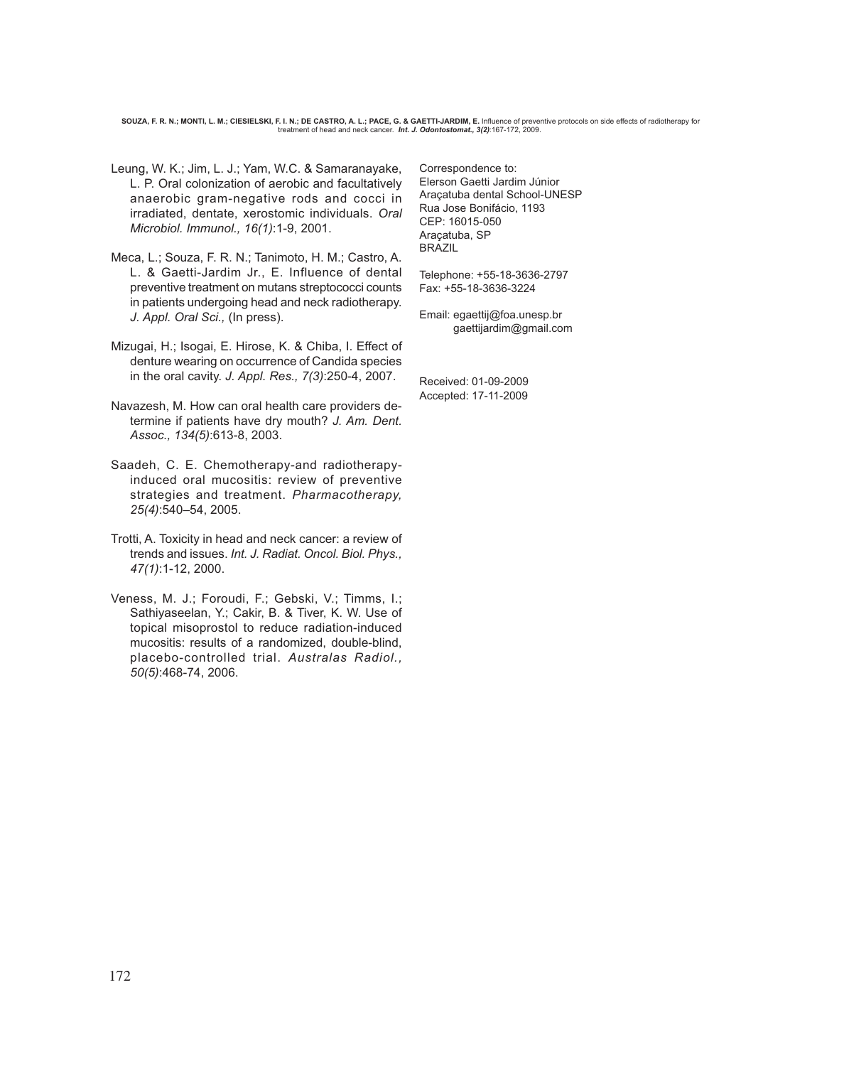Leung, W. K.; Jim, L. J.; Yam, W.C. & Samaranayake, L. P. Oral colonization of aerobic and facultatively anaerobic gram-negative rods and cocci in irradiated, dentate, xerostomic individuals. *Oral Microbiol. Immunol., 16(1)*:1-9, 2001.

Meca, L.; Souza, F. R. N.; Tanimoto, H. M.; Castro, A. L. & Gaetti-Jardim Jr., E. Influence of dental preventive treatment on mutans streptococci counts in patients undergoing head and neck radiotherapy. *J. Appl. Oral Sci.,* (In press).

Mizugai, H.; Isogai, E. Hirose, K. & Chiba, I. Effect of denture wearing on occurrence of Candida species in the oral cavity. *J. Appl. Res., 7(3)*:250-4, 2007.

Navazesh, M. How can oral health care providers determine if patients have dry mouth? *J. Am. Dent. Assoc., 134(5)*:613-8, 2003.

Saadeh, C. E. Chemotherapy-and radiotherapy-induced oral mucositis: review of preventive strategies and treatment. *Pharmacotherapy, 25(4)*:540–54, 2005.

Trotti, A. Toxicity in head and neck cancer: a review of trends and issues. *Int. J. Radiat. Oncol. Biol. Phys., 47(1)*:1-12, 2000.

Veness, M. J.; Foroudi, F.; Gebski, V.; Timms, I.; Sathiyaseelan, Y.; Cakir, B. & Tiver, K. W. Use of topical misoprostol to reduce radiation-induced mucositis: results of a randomized, double-blind, placebo-controlled trial. *Australas Radiol., 50(5)*:468-74, 2006.

Correspondence to:
Elerson Gaetti Jardim Júnior
Araçatuba dental School-UNESP
Rua Jose Bonifácio, 1193
CEP: 16015-050
Araçatuba, SP
BRAZIL

Telephone: +55-18-3636-2797
Fax: +55-18-3636-3224

Email: egaettij@foa.unesp.br
gaettijardim@gmail.com

Received: 01-09-2009
Accepted: 17-11-2009